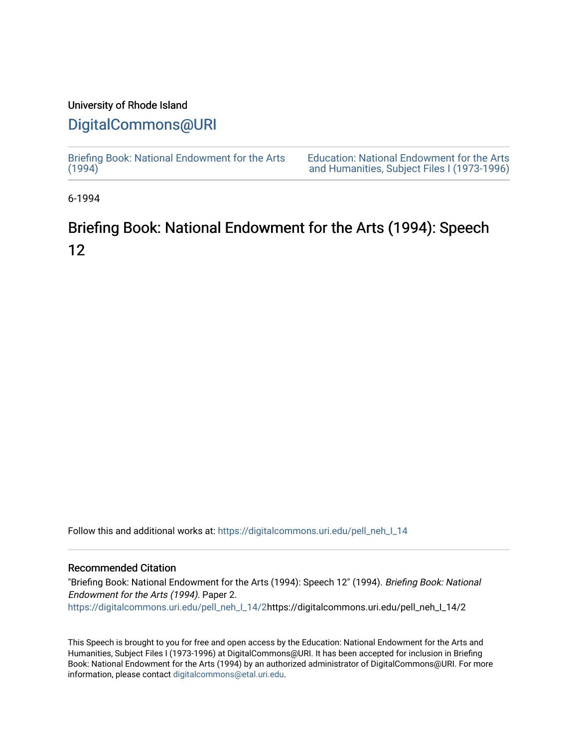University of Rhode Island

## DigitalCommons@URI

Briefing Book: National Endowment for the Arts (1994)

Education: National Endowment for the Arts and Humanities, Subject Files I (1973-1996)

6-1994

# Briefing Book: National Endowment for the Arts (1994): Speech 12

Follow this and additional works at: https://digitalcommons.uri.edu/pell_neh_I_14

### Recommended Citation

"Briefing Book: National Endowment for the Arts (1994): Speech 12" (1994). *Briefing Book: National Endowment for the Arts (1994).* Paper 2.
https://digitalcommons.uri.edu/pell_neh_I_14/2https://digitalcommons.uri.edu/pell_neh_I_14/2

This Speech is brought to you for free and open access by the Education: National Endowment for the Arts and Humanities, Subject Files I (1973-1996) at DigitalCommons@URI. It has been accepted for inclusion in Briefing Book: National Endowment for the Arts (1994) by an authorized administrator of DigitalCommons@URI. For more information, please contact digitalcommons@etal.uri.edu.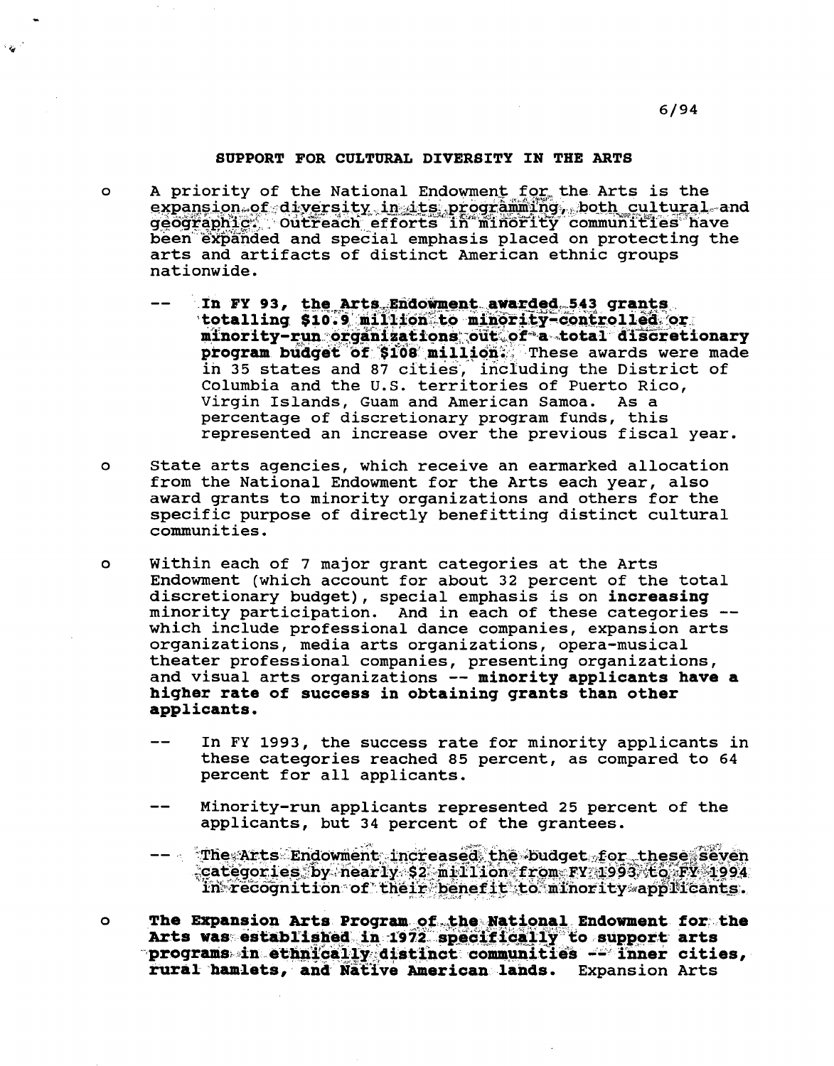6/94

## SUPPORT FOR CULTURAL DIVERSITY IN THE ARTS

- A priority of the National Endowment for the Arts is the expansion of diversity in its programming, both cultural and geographic. Outreach efforts in minority communities have been expanded and special emphasis placed on protecting the arts and artifacts of distinct American ethnic groups nationwide.

  -- **In FY 93, the Arts Endowment awarded 543 grants totalling $10.9 million to minority-controlled or minority-run organizations out of a total discretionary program budget of $108 million.** These awards were made in 35 states and 87 cities, including the District of Columbia and the U.S. territories of Puerto Rico, Virgin Islands, Guam and American Samoa. As a percentage of discretionary program funds, this represented an increase over the previous fiscal year.

- State arts agencies, which receive an earmarked allocation from the National Endowment for the Arts each year, also award grants to minority organizations and others for the specific purpose of directly benefitting distinct cultural communities.

- Within each of 7 major grant categories at the Arts Endowment (which account for about 32 percent of the total discretionary budget), special emphasis is on **increasing** minority participation. And in each of these categories -- which include professional dance companies, expansion arts organizations, media arts organizations, opera-musical theater professional companies, presenting organizations, and visual arts organizations -- **minority applicants have a higher rate of success in obtaining grants than other applicants.**

  -- In FY 1993, the success rate for minority applicants in these categories reached 85 percent, as compared to 64 percent for all applicants.

  -- Minority-run applicants represented 25 percent of the applicants, but 34 percent of the grantees.

  -- The Arts Endowment increased the budget for these seven categories by nearly $2 million from FY 1993 to FY 1994 in recognition of their benefit to minority applicants.

- **The Expansion Arts Program of the National Endowment for the Arts was established in 1972 specifically to support arts programs in ethnically distinct communities -- inner cities, rural hamlets, and Native American lands.** Expansion Arts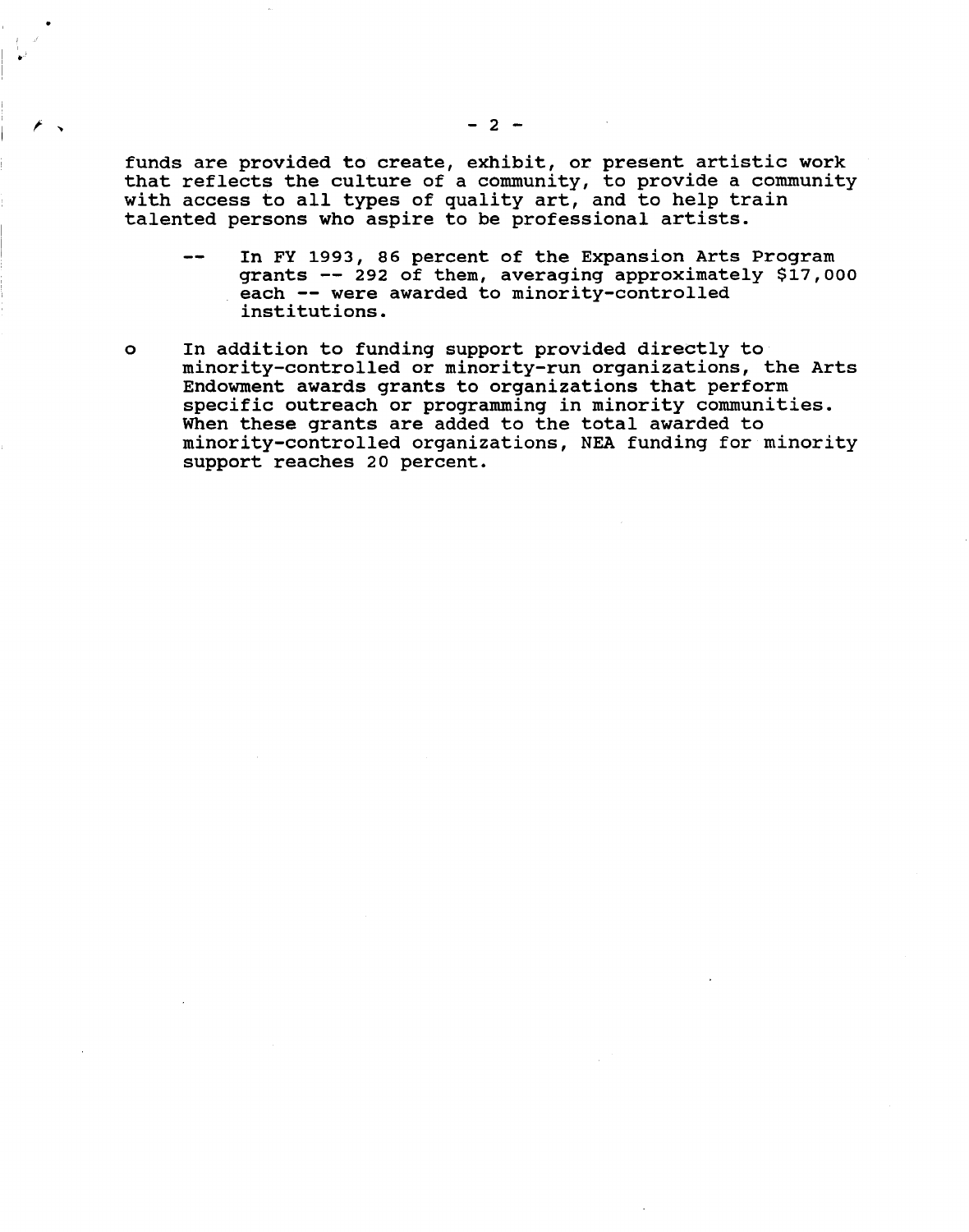funds are provided to create, exhibit, or present artistic work that reflects the culture of a community, to provide a community with access to all types of quality art, and to help train talented persons who aspire to be professional artists.

- -- In FY 1993, 86 percent of the Expansion Arts Program grants -- 292 of them, averaging approximately $17,000 each -- were awarded to minority-controlled institutions.

- o In addition to funding support provided directly to minority-controlled or minority-run organizations, the Arts Endowment awards grants to organizations that perform specific outreach or programming in minority communities. When these grants are added to the total awarded to minority-controlled organizations, NEA funding for minority support reaches 20 percent.